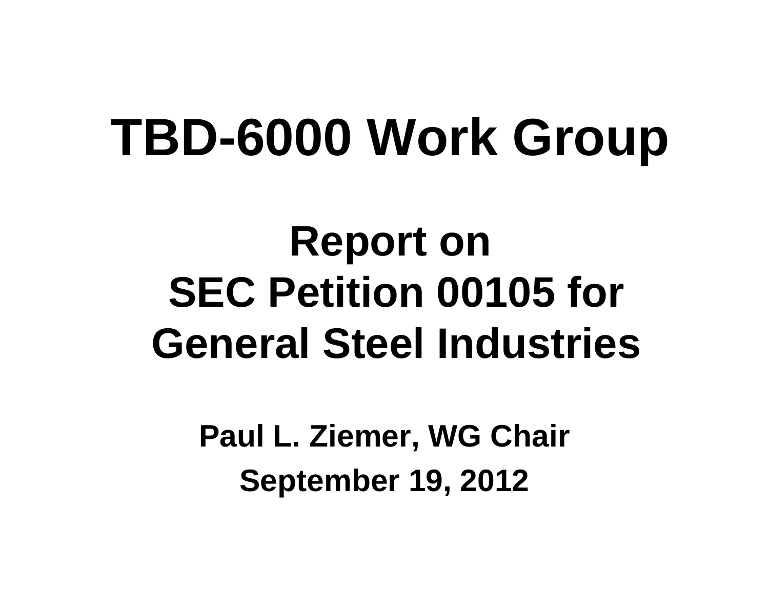# TBD-6000 Work Group

## Report on SEC Petition 00105 for General Steel Industries

**Paul L. Ziemer, WG Chair**

**September 19, 2012**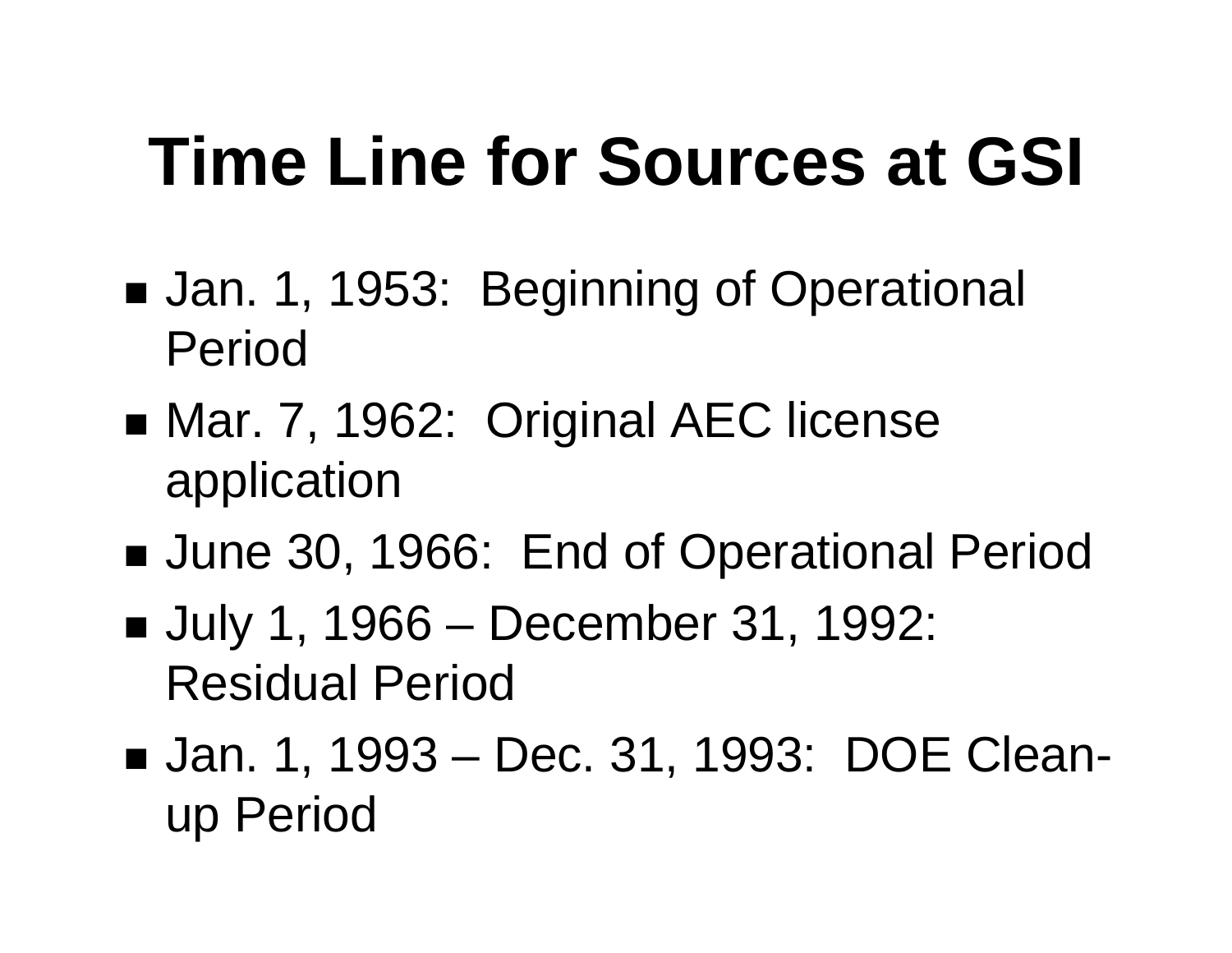# Time Line for Sources at GSI

- Jan. 1, 1953: Beginning of Operational Period
- Mar. 7, 1962: Original AEC license application
- June 30, 1966: End of Operational Period
- July 1, 1966 – December 31, 1992: Residual Period
- Jan. 1, 1993 – Dec. 31, 1993: DOE Clean-up Period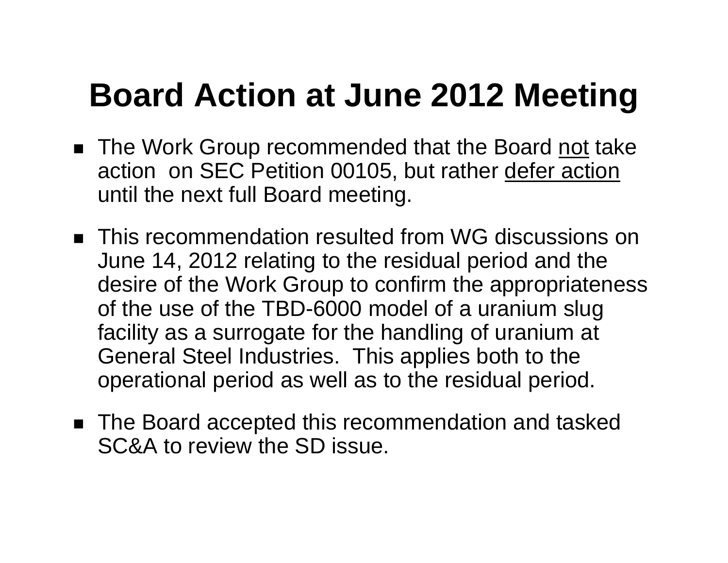# Board Action at June 2012 Meeting

- The Work Group recommended that the Board <u>not</u> take action on SEC Petition 00105, but rather <u>defer action</u> until the next full Board meeting.
- This recommendation resulted from WG discussions on June 14, 2012 relating to the residual period and the desire of the Work Group to confirm the appropriateness of the use of the TBD-6000 model of a uranium slug facility as a surrogate for the handling of uranium at General Steel Industries. This applies both to the operational period as well as to the residual period.
- The Board accepted this recommendation and tasked SC&A to review the SD issue.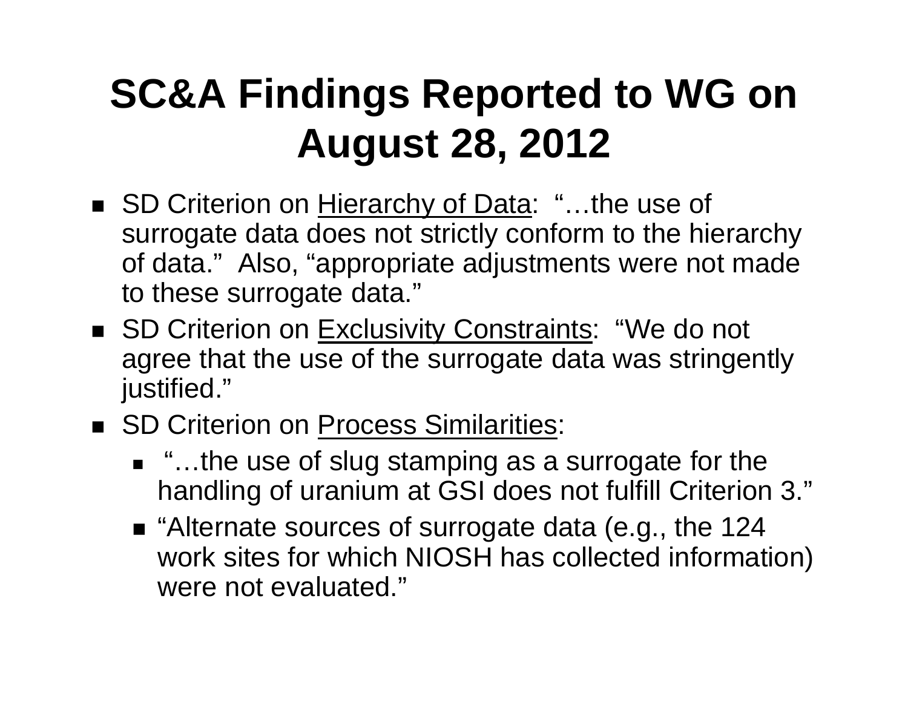# SC&A Findings Reported to WG on August 28, 2012

- SD Criterion on Hierarchy of Data: "…the use of surrogate data does not strictly conform to the hierarchy of data." Also, "appropriate adjustments were not made to these surrogate data."
- SD Criterion on Exclusivity Constraints: "We do not agree that the use of the surrogate data was stringently justified."
- SD Criterion on Process Similarities:
  - "…the use of slug stamping as a surrogate for the handling of uranium at GSI does not fulfill Criterion 3."
  - "Alternate sources of surrogate data (e.g., the 124 work sites for which NIOSH has collected information) were not evaluated."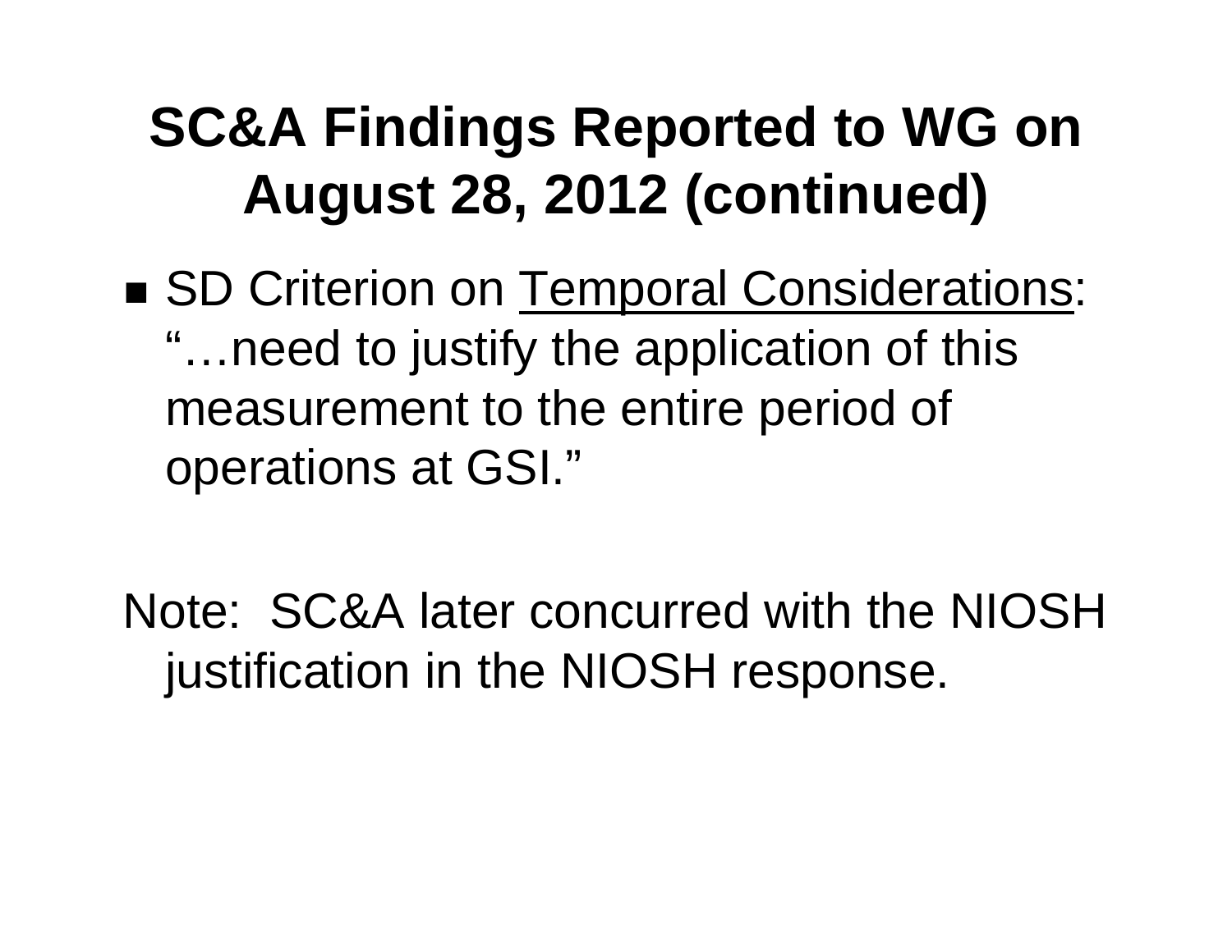# SC&A Findings Reported to WG on August 28, 2012 (continued)

- SD Criterion on <u>Temporal Considerations</u>: "…need to justify the application of this measurement to the entire period of operations at GSI."

Note: SC&A later concurred with the NIOSH justification in the NIOSH response.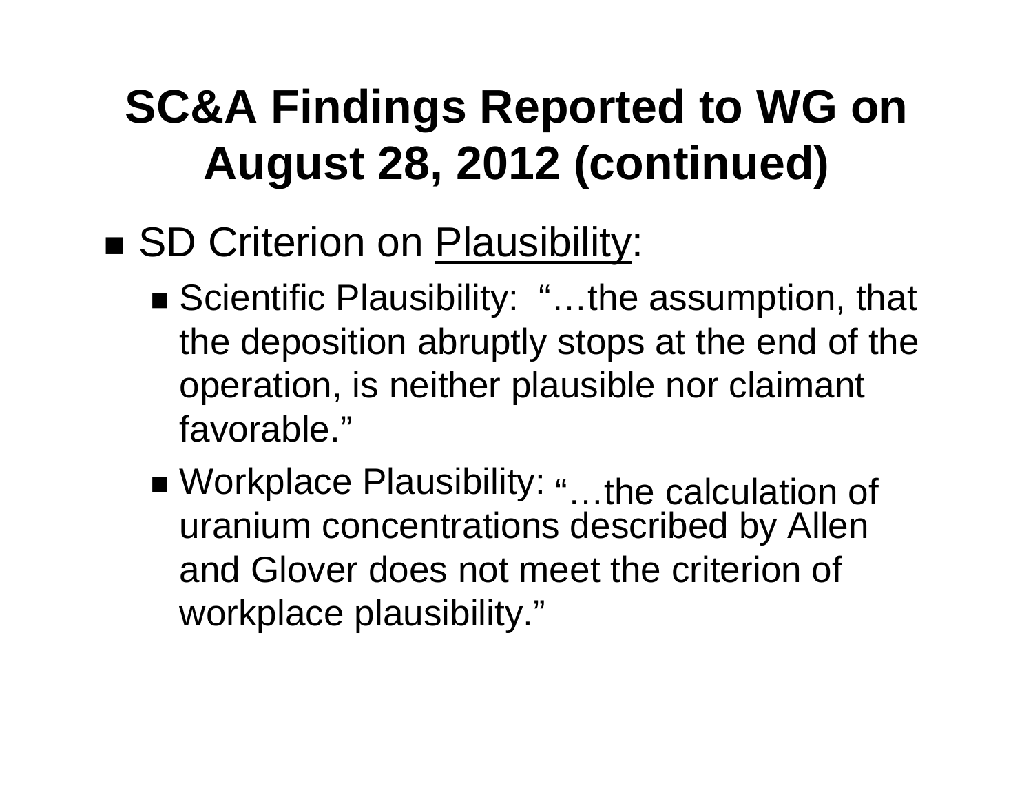# SC&A Findings Reported to WG on August 28, 2012 (continued)

- SD Criterion on Plausibility:
  - Scientific Plausibility: "…the assumption, that the deposition abruptly stops at the end of the operation, is neither plausible nor claimant favorable."
  - Workplace Plausibility: "…the calculation of uranium concentrations described by Allen and Glover does not meet the criterion of workplace plausibility."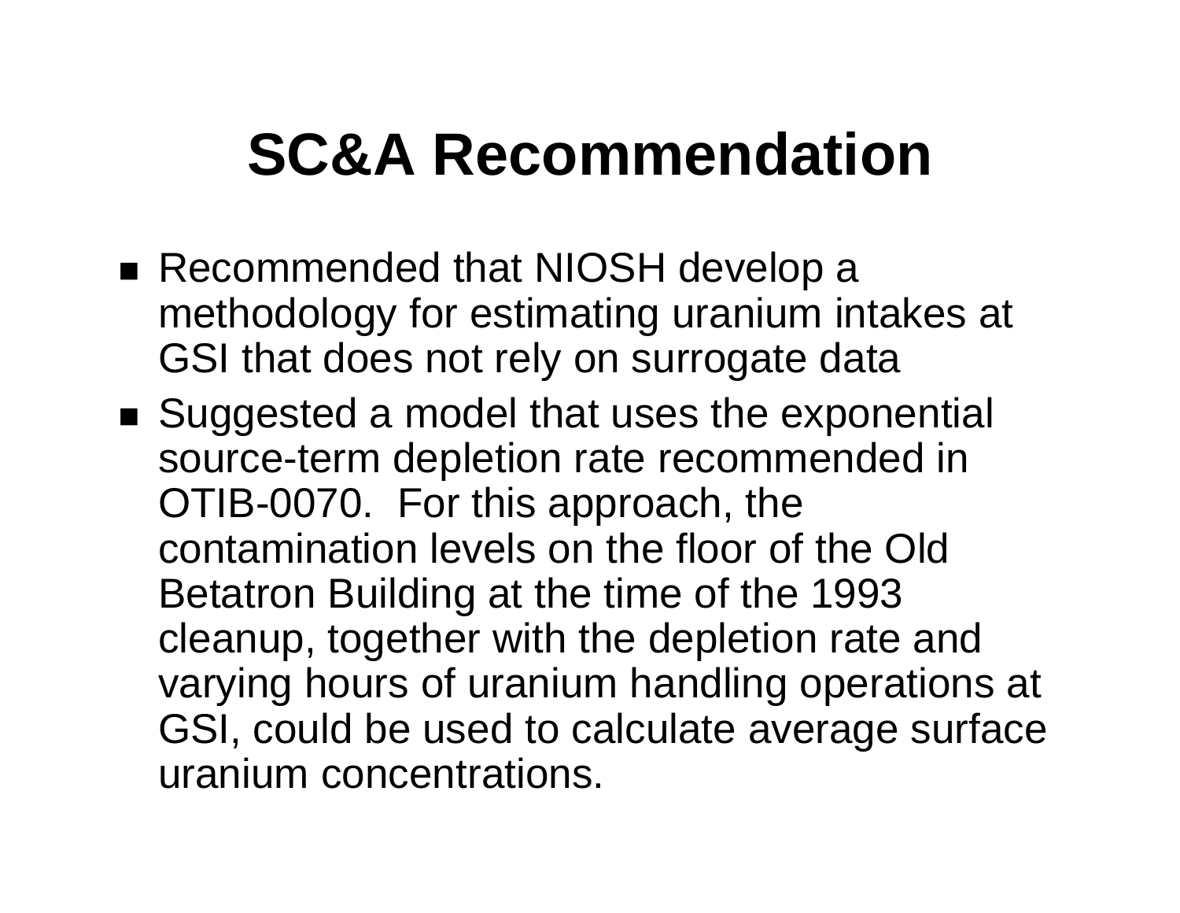# SC&A Recommendation

- Recommended that NIOSH develop a methodology for estimating uranium intakes at GSI that does not rely on surrogate data
- Suggested a model that uses the exponential source-term depletion rate recommended in OTIB-0070. For this approach, the contamination levels on the floor of the Old Betatron Building at the time of the 1993 cleanup, together with the depletion rate and varying hours of uranium handling operations at GSI, could be used to calculate average surface uranium concentrations.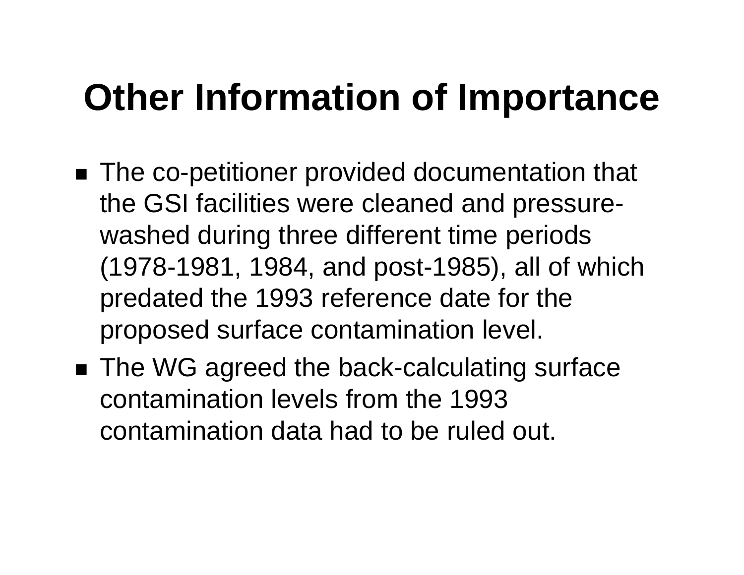# Other Information of Importance

- The co-petitioner provided documentation that the GSI facilities were cleaned and pressure-washed during three different time periods (1978-1981, 1984, and post-1985), all of which predated the 1993 reference date for the proposed surface contamination level.
- The WG agreed the back-calculating surface contamination levels from the 1993 contamination data had to be ruled out.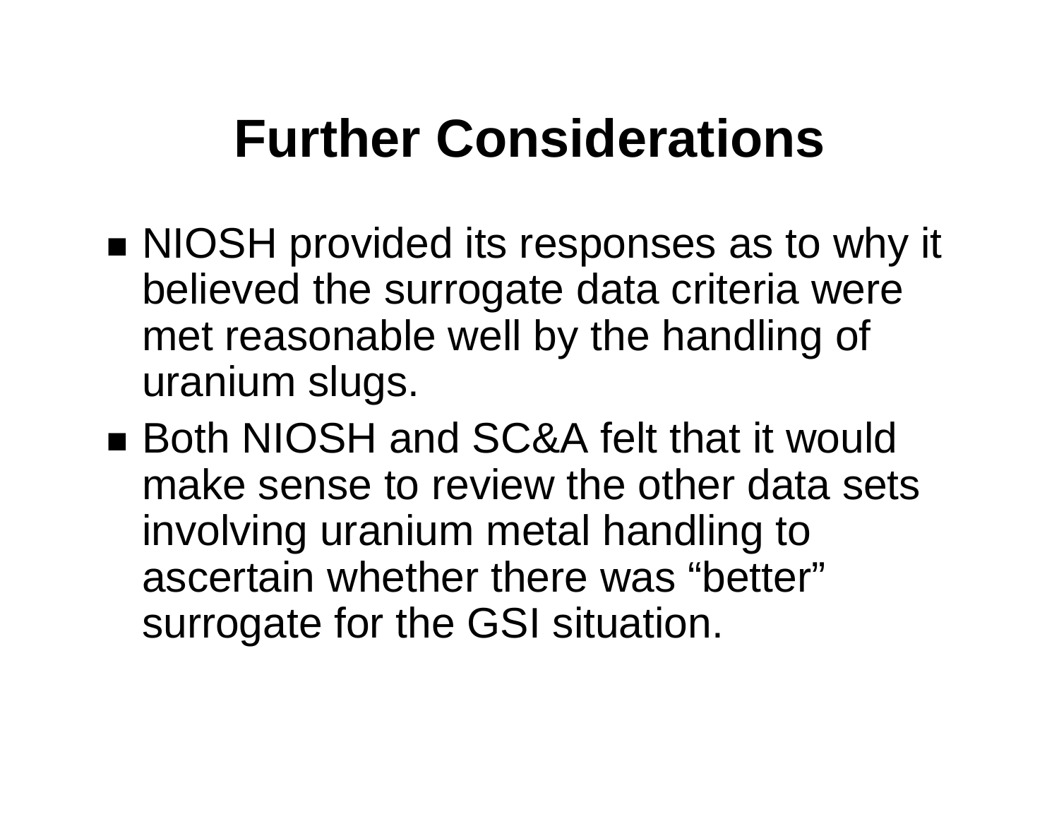# Further Considerations

- NIOSH provided its responses as to why it believed the surrogate data criteria were met reasonable well by the handling of uranium slugs.
- Both NIOSH and SC&A felt that it would make sense to review the other data sets involving uranium metal handling to ascertain whether there was "better" surrogate for the GSI situation.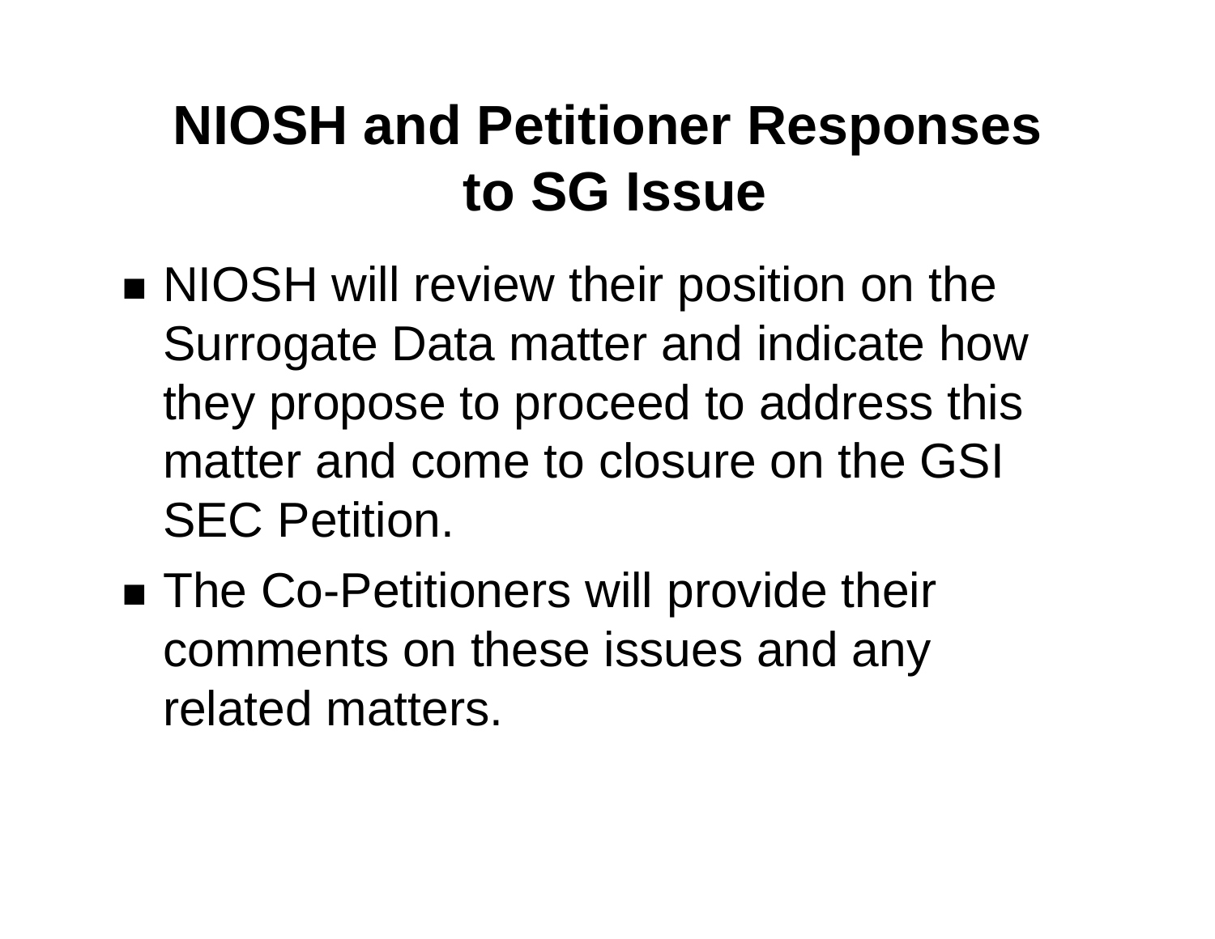# NIOSH and Petitioner Responses to SG Issue

- NIOSH will review their position on the Surrogate Data matter and indicate how they propose to proceed to address this matter and come to closure on the GSI SEC Petition.
- The Co-Petitioners will provide their comments on these issues and any related matters.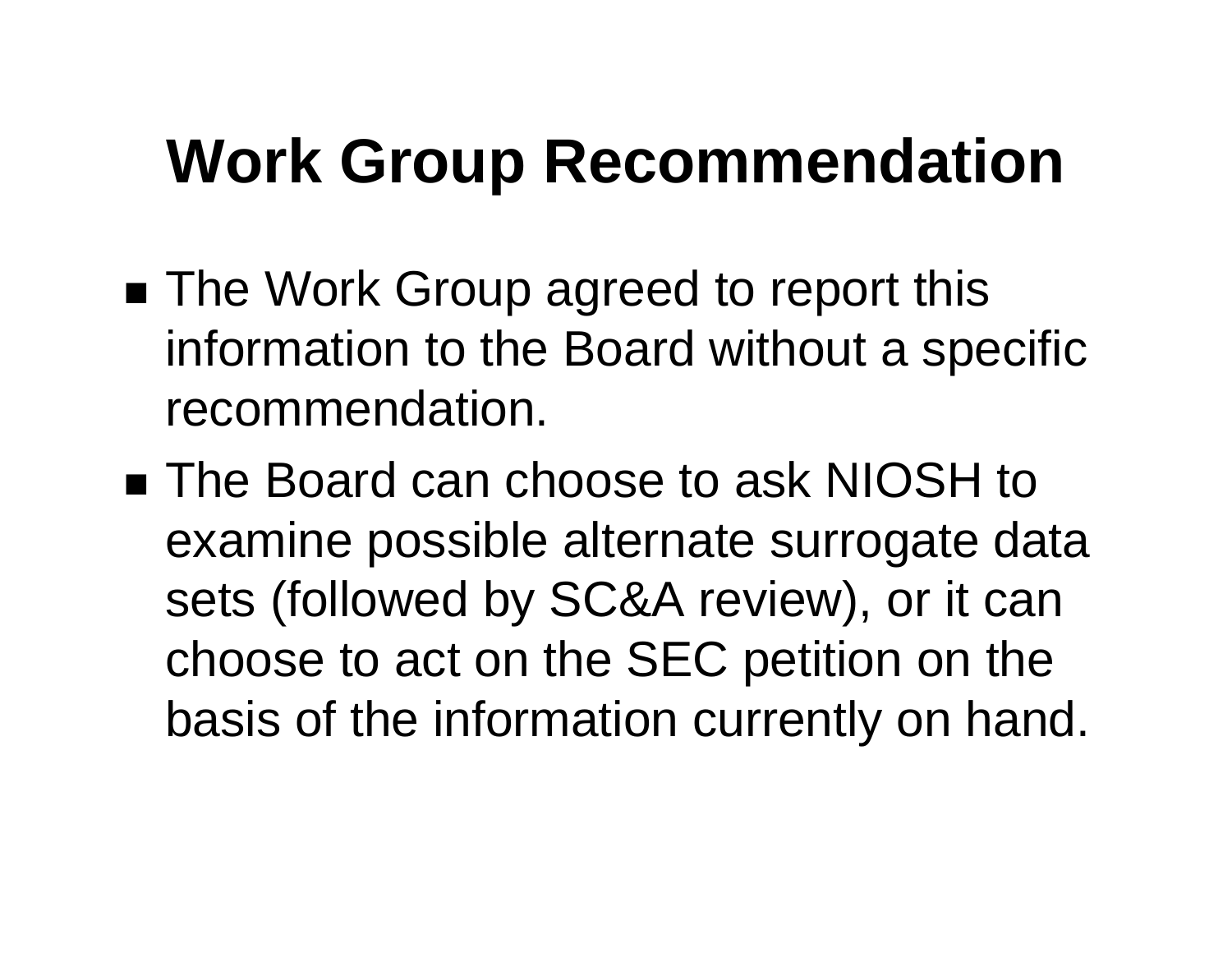# Work Group Recommendation

- The Work Group agreed to report this information to the Board without a specific recommendation.
- The Board can choose to ask NIOSH to examine possible alternate surrogate data sets (followed by SC&A review), or it can choose to act on the SEC petition on the basis of the information currently on hand.